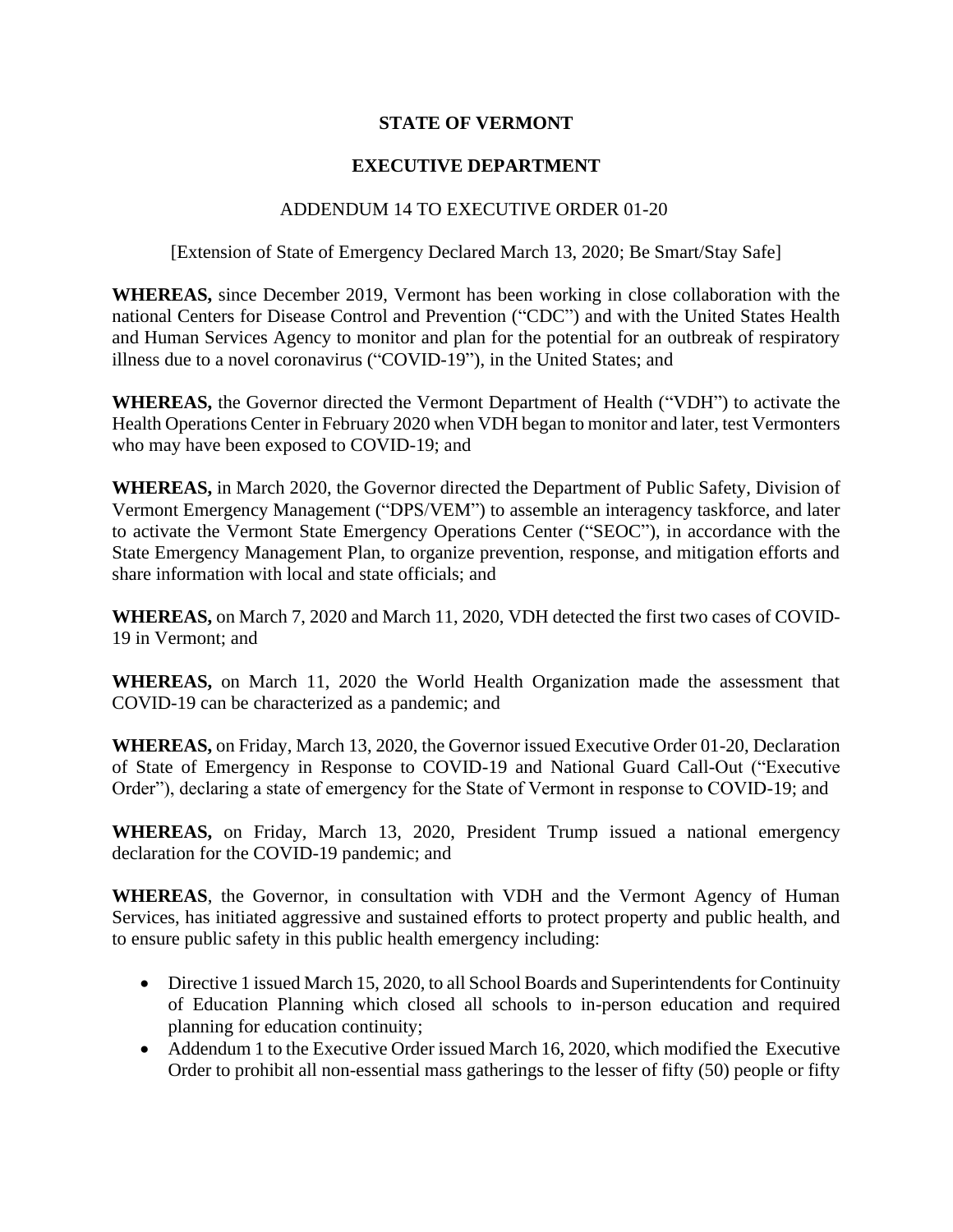**STATE OF VERMONT**

**EXECUTIVE DEPARTMENT**

ADDENDUM 14 TO EXECUTIVE ORDER 01-20

[Extension of State of Emergency Declared March 13, 2020; Be Smart/Stay Safe]

**WHEREAS,** since December 2019, Vermont has been working in close collaboration with the national Centers for Disease Control and Prevention ("CDC") and with the United States Health and Human Services Agency to monitor and plan for the potential for an outbreak of respiratory illness due to a novel coronavirus ("COVID-19"), in the United States; and

**WHEREAS,** the Governor directed the Vermont Department of Health ("VDH") to activate the Health Operations Center in February 2020 when VDH began to monitor and later, test Vermonters who may have been exposed to COVID-19; and

**WHEREAS,** in March 2020, the Governor directed the Department of Public Safety, Division of Vermont Emergency Management ("DPS/VEM") to assemble an interagency taskforce, and later to activate the Vermont State Emergency Operations Center ("SEOC"), in accordance with the State Emergency Management Plan, to organize prevention, response, and mitigation efforts and share information with local and state officials; and

**WHEREAS,** on March 7, 2020 and March 11, 2020, VDH detected the first two cases of COVID-19 in Vermont; and

**WHEREAS,** on March 11, 2020 the World Health Organization made the assessment that COVID-19 can be characterized as a pandemic; and

**WHEREAS,** on Friday, March 13, 2020, the Governor issued Executive Order 01-20, Declaration of State of Emergency in Response to COVID-19 and National Guard Call-Out ("Executive Order"), declaring a state of emergency for the State of Vermont in response to COVID-19; and

**WHEREAS,** on Friday, March 13, 2020, President Trump issued a national emergency declaration for the COVID-19 pandemic; and

**WHEREAS**, the Governor, in consultation with VDH and the Vermont Agency of Human Services, has initiated aggressive and sustained efforts to protect property and public health, and to ensure public safety in this public health emergency including:

- Directive 1 issued March 15, 2020, to all School Boards and Superintendents for Continuity of Education Planning which closed all schools to in-person education and required planning for education continuity;
- Addendum 1 to the Executive Order issued March 16, 2020, which modified the Executive Order to prohibit all non-essential mass gatherings to the lesser of fifty (50) people or fifty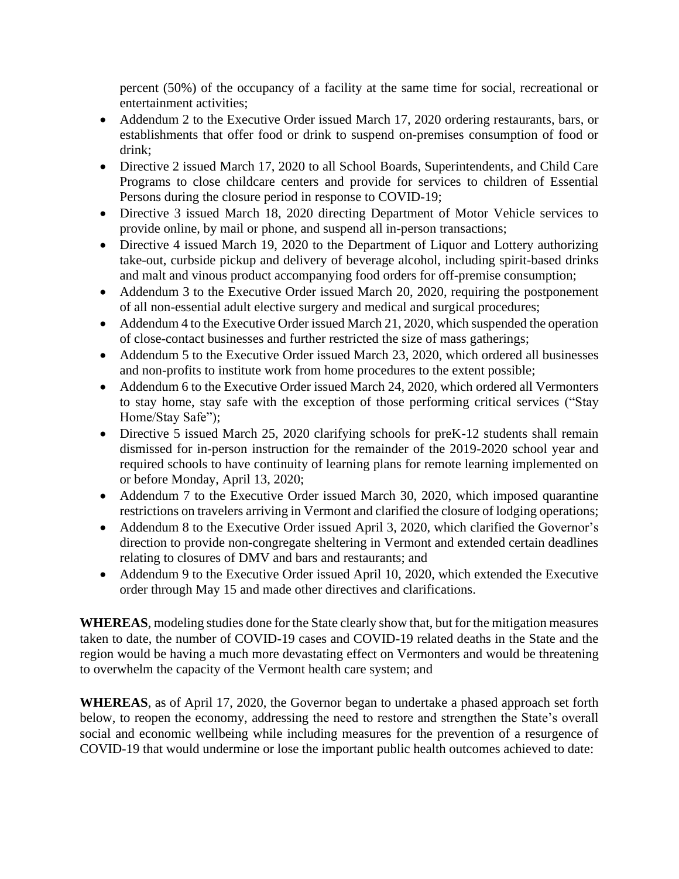percent (50%) of the occupancy of a facility at the same time for social, recreational or entertainment activities;

- Addendum 2 to the Executive Order issued March 17, 2020 ordering restaurants, bars, or establishments that offer food or drink to suspend on-premises consumption of food or drink;
- Directive 2 issued March 17, 2020 to all School Boards, Superintendents, and Child Care Programs to close childcare centers and provide for services to children of Essential Persons during the closure period in response to COVID-19;
- Directive 3 issued March 18, 2020 directing Department of Motor Vehicle services to provide online, by mail or phone, and suspend all in-person transactions;
- Directive 4 issued March 19, 2020 to the Department of Liquor and Lottery authorizing take-out, curbside pickup and delivery of beverage alcohol, including spirit-based drinks and malt and vinous product accompanying food orders for off-premise consumption;
- Addendum 3 to the Executive Order issued March 20, 2020, requiring the postponement of all non-essential adult elective surgery and medical and surgical procedures;
- Addendum 4 to the Executive Order issued March 21, 2020, which suspended the operation of close-contact businesses and further restricted the size of mass gatherings;
- Addendum 5 to the Executive Order issued March 23, 2020, which ordered all businesses and non-profits to institute work from home procedures to the extent possible;
- Addendum 6 to the Executive Order issued March 24, 2020, which ordered all Vermonters to stay home, stay safe with the exception of those performing critical services ("Stay Home/Stay Safe");
- Directive 5 issued March 25, 2020 clarifying schools for preK-12 students shall remain dismissed for in-person instruction for the remainder of the 2019-2020 school year and required schools to have continuity of learning plans for remote learning implemented on or before Monday, April 13, 2020;
- Addendum 7 to the Executive Order issued March 30, 2020, which imposed quarantine restrictions on travelers arriving in Vermont and clarified the closure of lodging operations;
- Addendum 8 to the Executive Order issued April 3, 2020, which clarified the Governor's direction to provide non-congregate sheltering in Vermont and extended certain deadlines relating to closures of DMV and bars and restaurants; and
- Addendum 9 to the Executive Order issued April 10, 2020, which extended the Executive order through May 15 and made other directives and clarifications.

**WHEREAS**, modeling studies done for the State clearly show that, but for the mitigation measures taken to date, the number of COVID-19 cases and COVID-19 related deaths in the State and the region would be having a much more devastating effect on Vermonters and would be threatening to overwhelm the capacity of the Vermont health care system; and

**WHEREAS**, as of April 17, 2020, the Governor began to undertake a phased approach set forth below, to reopen the economy, addressing the need to restore and strengthen the State's overall social and economic wellbeing while including measures for the prevention of a resurgence of COVID-19 that would undermine or lose the important public health outcomes achieved to date: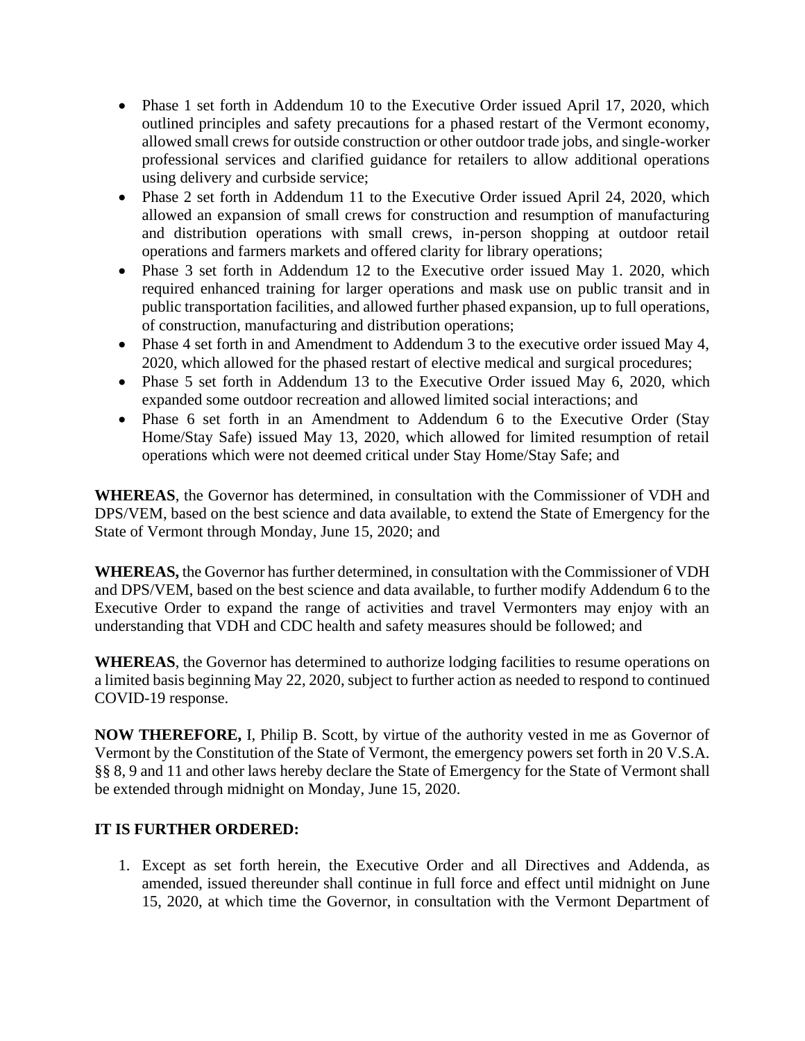- Phase 1 set forth in Addendum 10 to the Executive Order issued April 17, 2020, which outlined principles and safety precautions for a phased restart of the Vermont economy, allowed small crews for outside construction or other outdoor trade jobs, and single-worker professional services and clarified guidance for retailers to allow additional operations using delivery and curbside service;
- Phase 2 set forth in Addendum 11 to the Executive Order issued April 24, 2020, which allowed an expansion of small crews for construction and resumption of manufacturing and distribution operations with small crews, in-person shopping at outdoor retail operations and farmers markets and offered clarity for library operations;
- Phase 3 set forth in Addendum 12 to the Executive order issued May 1. 2020, which required enhanced training for larger operations and mask use on public transit and in public transportation facilities, and allowed further phased expansion, up to full operations, of construction, manufacturing and distribution operations;
- Phase 4 set forth in and Amendment to Addendum 3 to the executive order issued May 4, 2020, which allowed for the phased restart of elective medical and surgical procedures;
- Phase 5 set forth in Addendum 13 to the Executive Order issued May 6, 2020, which expanded some outdoor recreation and allowed limited social interactions; and
- Phase 6 set forth in an Amendment to Addendum 6 to the Executive Order (Stay Home/Stay Safe) issued May 13, 2020, which allowed for limited resumption of retail operations which were not deemed critical under Stay Home/Stay Safe; and

**WHEREAS**, the Governor has determined, in consultation with the Commissioner of VDH and DPS/VEM, based on the best science and data available, to extend the State of Emergency for the State of Vermont through Monday, June 15, 2020; and

**WHEREAS,** the Governor has further determined, in consultation with the Commissioner of VDH and DPS/VEM, based on the best science and data available, to further modify Addendum 6 to the Executive Order to expand the range of activities and travel Vermonters may enjoy with an understanding that VDH and CDC health and safety measures should be followed; and

**WHEREAS**, the Governor has determined to authorize lodging facilities to resume operations on a limited basis beginning May 22, 2020, subject to further action as needed to respond to continued COVID-19 response.

**NOW THEREFORE,** I, Philip B. Scott, by virtue of the authority vested in me as Governor of Vermont by the Constitution of the State of Vermont, the emergency powers set forth in 20 V.S.A. §§ 8, 9 and 11 and other laws hereby declare the State of Emergency for the State of Vermont shall be extended through midnight on Monday, June 15, 2020.

**IT IS FURTHER ORDERED:**

1. Except as set forth herein, the Executive Order and all Directives and Addenda, as amended, issued thereunder shall continue in full force and effect until midnight on June 15, 2020, at which time the Governor, in consultation with the Vermont Department of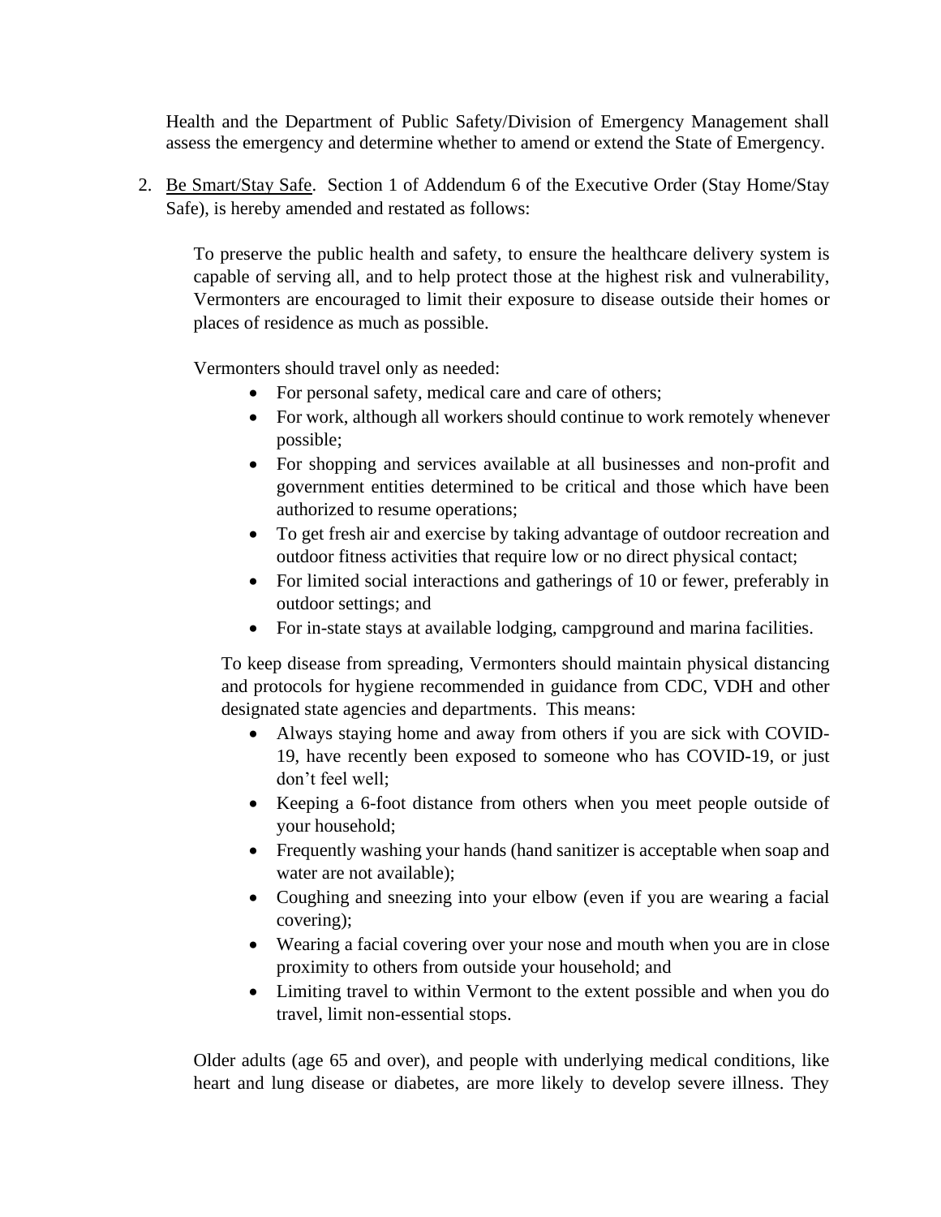Health and the Department of Public Safety/Division of Emergency Management shall assess the emergency and determine whether to amend or extend the State of Emergency.

2. Be Smart/Stay Safe. Section 1 of Addendum 6 of the Executive Order (Stay Home/Stay Safe), is hereby amended and restated as follows:

   To preserve the public health and safety, to ensure the healthcare delivery system is capable of serving all, and to help protect those at the highest risk and vulnerability, Vermonters are encouraged to limit their exposure to disease outside their homes or places of residence as much as possible.

   Vermonters should travel only as needed:

   - For personal safety, medical care and care of others;
   - For work, although all workers should continue to work remotely whenever possible;
   - For shopping and services available at all businesses and non-profit and government entities determined to be critical and those which have been authorized to resume operations;
   - To get fresh air and exercise by taking advantage of outdoor recreation and outdoor fitness activities that require low or no direct physical contact;
   - For limited social interactions and gatherings of 10 or fewer, preferably in outdoor settings; and
   - For in-state stays at available lodging, campground and marina facilities.

   To keep disease from spreading, Vermonters should maintain physical distancing and protocols for hygiene recommended in guidance from CDC, VDH and other designated state agencies and departments. This means:

   - Always staying home and away from others if you are sick with COVID-19, have recently been exposed to someone who has COVID-19, or just don't feel well;
   - Keeping a 6-foot distance from others when you meet people outside of your household;
   - Frequently washing your hands (hand sanitizer is acceptable when soap and water are not available);
   - Coughing and sneezing into your elbow (even if you are wearing a facial covering);
   - Wearing a facial covering over your nose and mouth when you are in close proximity to others from outside your household; and
   - Limiting travel to within Vermont to the extent possible and when you do travel, limit non-essential stops.

   Older adults (age 65 and over), and people with underlying medical conditions, like heart and lung disease or diabetes, are more likely to develop severe illness. They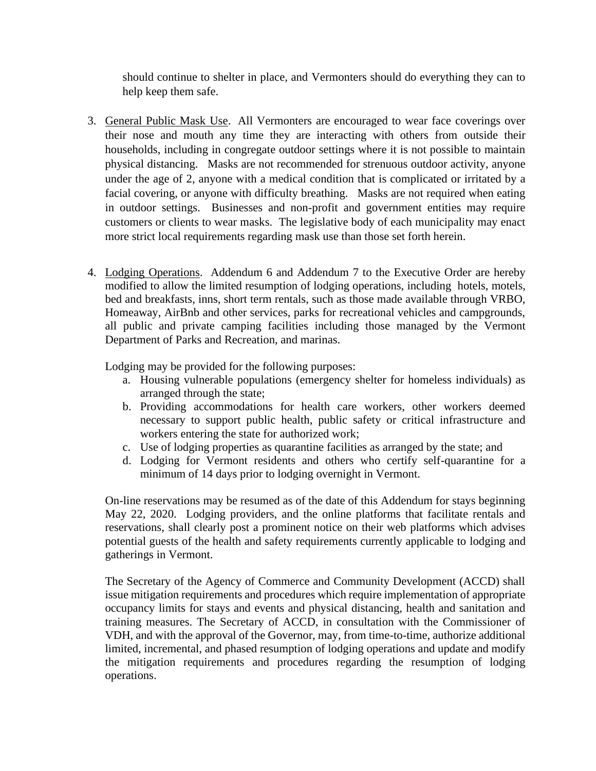should continue to shelter in place, and Vermonters should do everything they can to help keep them safe.

3. General Public Mask Use. All Vermonters are encouraged to wear face coverings over their nose and mouth any time they are interacting with others from outside their households, including in congregate outdoor settings where it is not possible to maintain physical distancing. Masks are not recommended for strenuous outdoor activity, anyone under the age of 2, anyone with a medical condition that is complicated or irritated by a facial covering, or anyone with difficulty breathing. Masks are not required when eating in outdoor settings. Businesses and non-profit and government entities may require customers or clients to wear masks. The legislative body of each municipality may enact more strict local requirements regarding mask use than those set forth herein.

4. Lodging Operations. Addendum 6 and Addendum 7 to the Executive Order are hereby modified to allow the limited resumption of lodging operations, including hotels, motels, bed and breakfasts, inns, short term rentals, such as those made available through VRBO, Homeaway, AirBnb and other services, parks for recreational vehicles and campgrounds, all public and private camping facilities including those managed by the Vermont Department of Parks and Recreation, and marinas.

   Lodging may be provided for the following purposes:

   a. Housing vulnerable populations (emergency shelter for homeless individuals) as arranged through the state;
   b. Providing accommodations for health care workers, other workers deemed necessary to support public health, public safety or critical infrastructure and workers entering the state for authorized work;
   c. Use of lodging properties as quarantine facilities as arranged by the state; and
   d. Lodging for Vermont residents and others who certify self-quarantine for a minimum of 14 days prior to lodging overnight in Vermont.

   On-line reservations may be resumed as of the date of this Addendum for stays beginning May 22, 2020. Lodging providers, and the online platforms that facilitate rentals and reservations, shall clearly post a prominent notice on their web platforms which advises potential guests of the health and safety requirements currently applicable to lodging and gatherings in Vermont.

   The Secretary of the Agency of Commerce and Community Development (ACCD) shall issue mitigation requirements and procedures which require implementation of appropriate occupancy limits for stays and events and physical distancing, health and sanitation and training measures. The Secretary of ACCD, in consultation with the Commissioner of VDH, and with the approval of the Governor, may, from time-to-time, authorize additional limited, incremental, and phased resumption of lodging operations and update and modify the mitigation requirements and procedures regarding the resumption of lodging operations.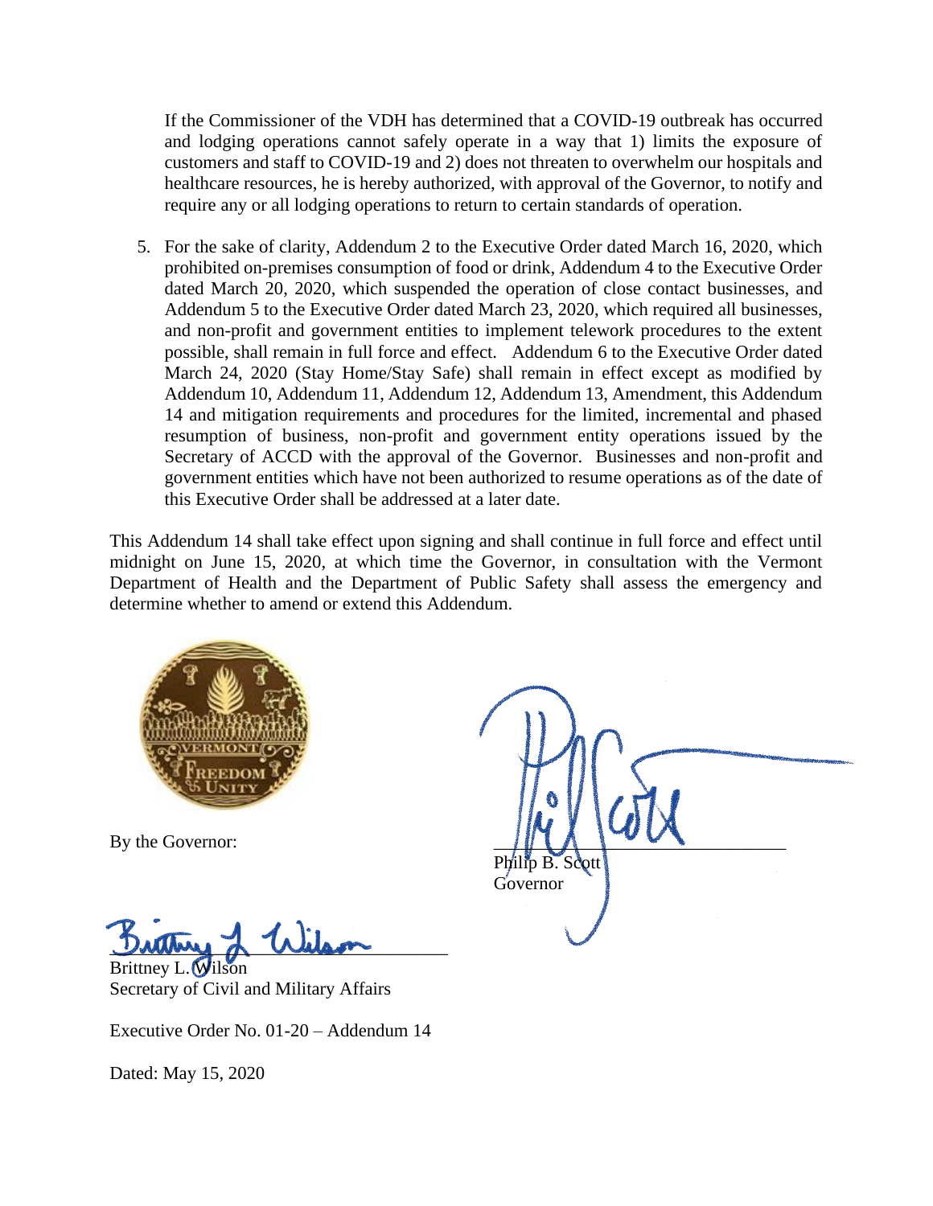If the Commissioner of the VDH has determined that a COVID-19 outbreak has occurred and lodging operations cannot safely operate in a way that 1) limits the exposure of customers and staff to COVID-19 and 2) does not threaten to overwhelm our hospitals and healthcare resources, he is hereby authorized, with approval of the Governor, to notify and require any or all lodging operations to return to certain standards of operation.

5. For the sake of clarity, Addendum 2 to the Executive Order dated March 16, 2020, which prohibited on-premises consumption of food or drink, Addendum 4 to the Executive Order dated March 20, 2020, which suspended the operation of close contact businesses, and Addendum 5 to the Executive Order dated March 23, 2020, which required all businesses, and non-profit and government entities to implement telework procedures to the extent possible, shall remain in full force and effect. Addendum 6 to the Executive Order dated March 24, 2020 (Stay Home/Stay Safe) shall remain in effect except as modified by Addendum 10, Addendum 11, Addendum 12, Addendum 13, Amendment, this Addendum 14 and mitigation requirements and procedures for the limited, incremental and phased resumption of business, non-profit and government entity operations issued by the Secretary of ACCD with the approval of the Governor. Businesses and non-profit and government entities which have not been authorized to resume operations as of the date of this Executive Order shall be addressed at a later date.

This Addendum 14 shall take effect upon signing and shall continue in full force and effect until midnight on June 15, 2020, at which time the Governor, in consultation with the Vermont Department of Health and the Department of Public Safety shall assess the emergency and determine whether to amend or extend this Addendum.

By the Governor:

Philip B. Scott
Governor

Brittney L. Wilson
Secretary of Civil and Military Affairs

Executive Order No. 01-20 – Addendum 14

Dated: May 15, 2020